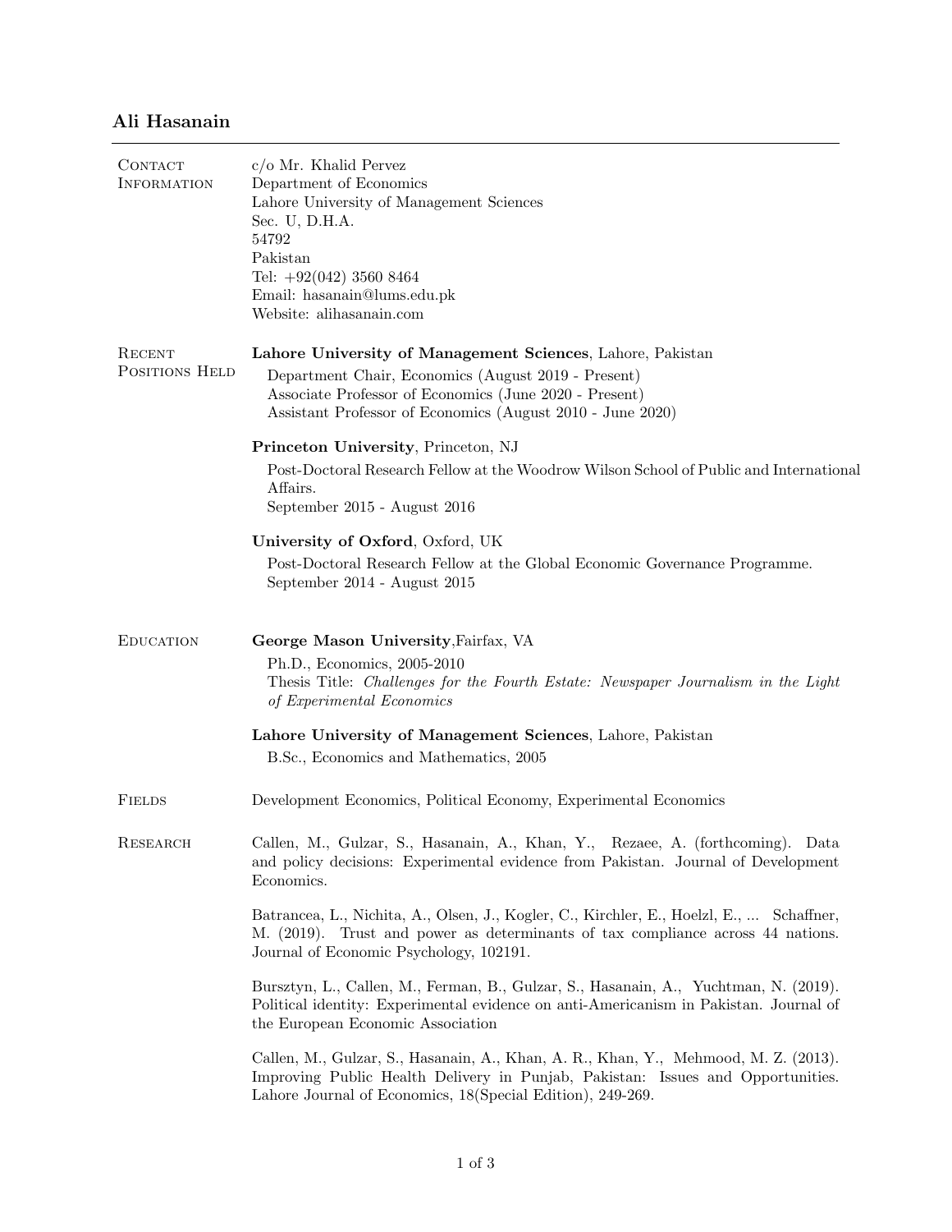# Ali Hasanain

## Contact Information

c/o Mr. Khalid Pervez
Department of Economics
Lahore University of Management Sciences
Sec. U, D.H.A.
54792
Pakistan
Tel: +92(042) 3560 8464
Email: hasanain@lums.edu.pk
Website: alihasanain.com

## Recent Positions Held

**Lahore University of Management Sciences**, Lahore, Pakistan

Department Chair, Economics (August 2019 - Present)
Associate Professor of Economics (June 2020 - Present)
Assistant Professor of Economics (August 2010 - June 2020)

**Princeton University**, Princeton, NJ

Post-Doctoral Research Fellow at the Woodrow Wilson School of Public and International Affairs.
September 2015 - August 2016

**University of Oxford**, Oxford, UK

Post-Doctoral Research Fellow at the Global Economic Governance Programme.
September 2014 - August 2015

## Education

**George Mason University**,Fairfax, VA

Ph.D., Economics, 2005-2010
Thesis Title: *Challenges for the Fourth Estate: Newspaper Journalism in the Light of Experimental Economics*

**Lahore University of Management Sciences**, Lahore, Pakistan

B.Sc., Economics and Mathematics, 2005

## Fields

Development Economics, Political Economy, Experimental Economics

## Research

Callen, M., Gulzar, S., Hasanain, A., Khan, Y., Rezaee, A. (forthcoming). Data and policy decisions: Experimental evidence from Pakistan. Journal of Development Economics.

Batrancea, L., Nichita, A., Olsen, J., Kogler, C., Kirchler, E., Hoelzl, E., ... Schaffner, M. (2019). Trust and power as determinants of tax compliance across 44 nations. Journal of Economic Psychology, 102191.

Bursztyn, L., Callen, M., Ferman, B., Gulzar, S., Hasanain, A., Yuchtman, N. (2019). Political identity: Experimental evidence on anti-Americanism in Pakistan. Journal of the European Economic Association

Callen, M., Gulzar, S., Hasanain, A., Khan, A. R., Khan, Y., Mehmood, M. Z. (2013). Improving Public Health Delivery in Punjab, Pakistan: Issues and Opportunities. Lahore Journal of Economics, 18(Special Edition), 249-269.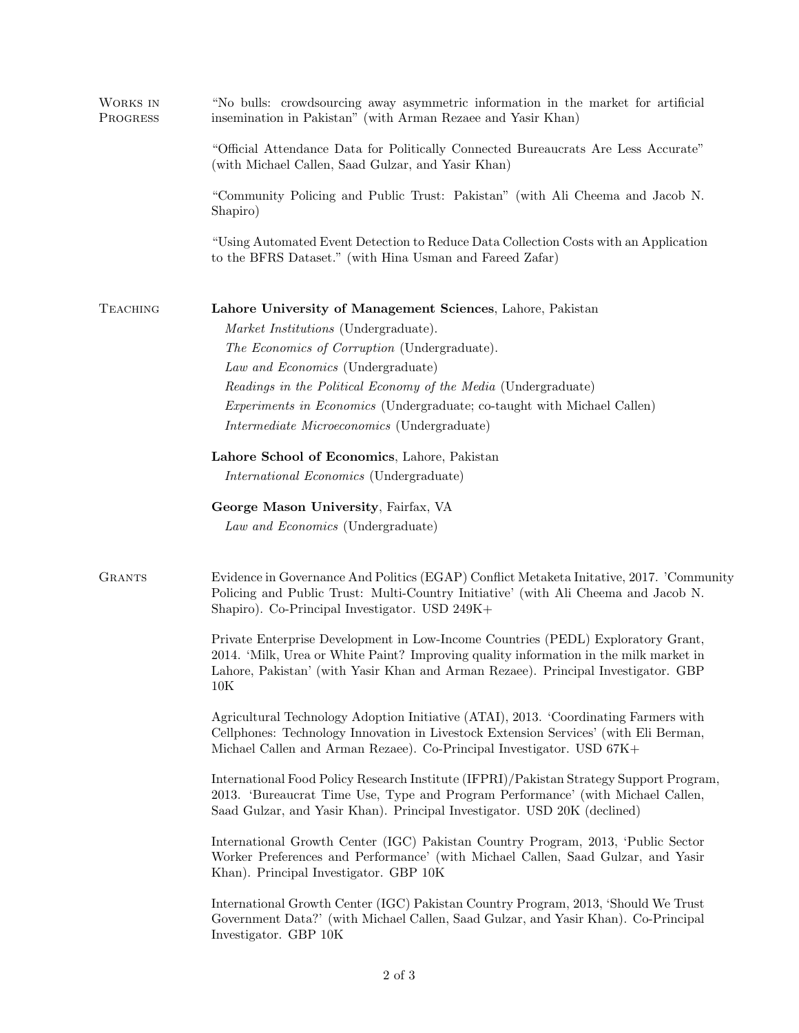## Works in Progress

"No bulls: crowdsourcing away asymmetric information in the market for artificial insemination in Pakistan" (with Arman Rezaee and Yasir Khan)

"Official Attendance Data for Politically Connected Bureaucrats Are Less Accurate" (with Michael Callen, Saad Gulzar, and Yasir Khan)

"Community Policing and Public Trust: Pakistan" (with Ali Cheema and Jacob N. Shapiro)

"Using Automated Event Detection to Reduce Data Collection Costs with an Application to the BFRS Dataset." (with Hina Usman and Fareed Zafar)

## Teaching

**Lahore University of Management Sciences**, Lahore, Pakistan

- *Market Institutions* (Undergraduate).
- *The Economics of Corruption* (Undergraduate).
- *Law and Economics* (Undergraduate)
- *Readings in the Political Economy of the Media* (Undergraduate)
- *Experiments in Economics* (Undergraduate; co-taught with Michael Callen)
- *Intermediate Microeconomics* (Undergraduate)

**Lahore School of Economics**, Lahore, Pakistan

- *International Economics* (Undergraduate)

**George Mason University**, Fairfax, VA

- *Law and Economics* (Undergraduate)

## Grants

Evidence in Governance And Politics (EGAP) Conflict Metaketa Initative, 2017. 'Community Policing and Public Trust: Multi-Country Initiative' (with Ali Cheema and Jacob N. Shapiro). Co-Principal Investigator. USD 249K+

Private Enterprise Development in Low-Income Countries (PEDL) Exploratory Grant, 2014. 'Milk, Urea or White Paint? Improving quality information in the milk market in Lahore, Pakistan' (with Yasir Khan and Arman Rezaee). Principal Investigator. GBP 10K

Agricultural Technology Adoption Initiative (ATAI), 2013. 'Coordinating Farmers with Cellphones: Technology Innovation in Livestock Extension Services' (with Eli Berman, Michael Callen and Arman Rezaee). Co-Principal Investigator. USD 67K+

International Food Policy Research Institute (IFPRI)/Pakistan Strategy Support Program, 2013. 'Bureaucrat Time Use, Type and Program Performance' (with Michael Callen, Saad Gulzar, and Yasir Khan). Principal Investigator. USD 20K (declined)

International Growth Center (IGC) Pakistan Country Program, 2013, 'Public Sector Worker Preferences and Performance' (with Michael Callen, Saad Gulzar, and Yasir Khan). Principal Investigator. GBP 10K

International Growth Center (IGC) Pakistan Country Program, 2013, 'Should We Trust Government Data?' (with Michael Callen, Saad Gulzar, and Yasir Khan). Co-Principal Investigator. GBP 10K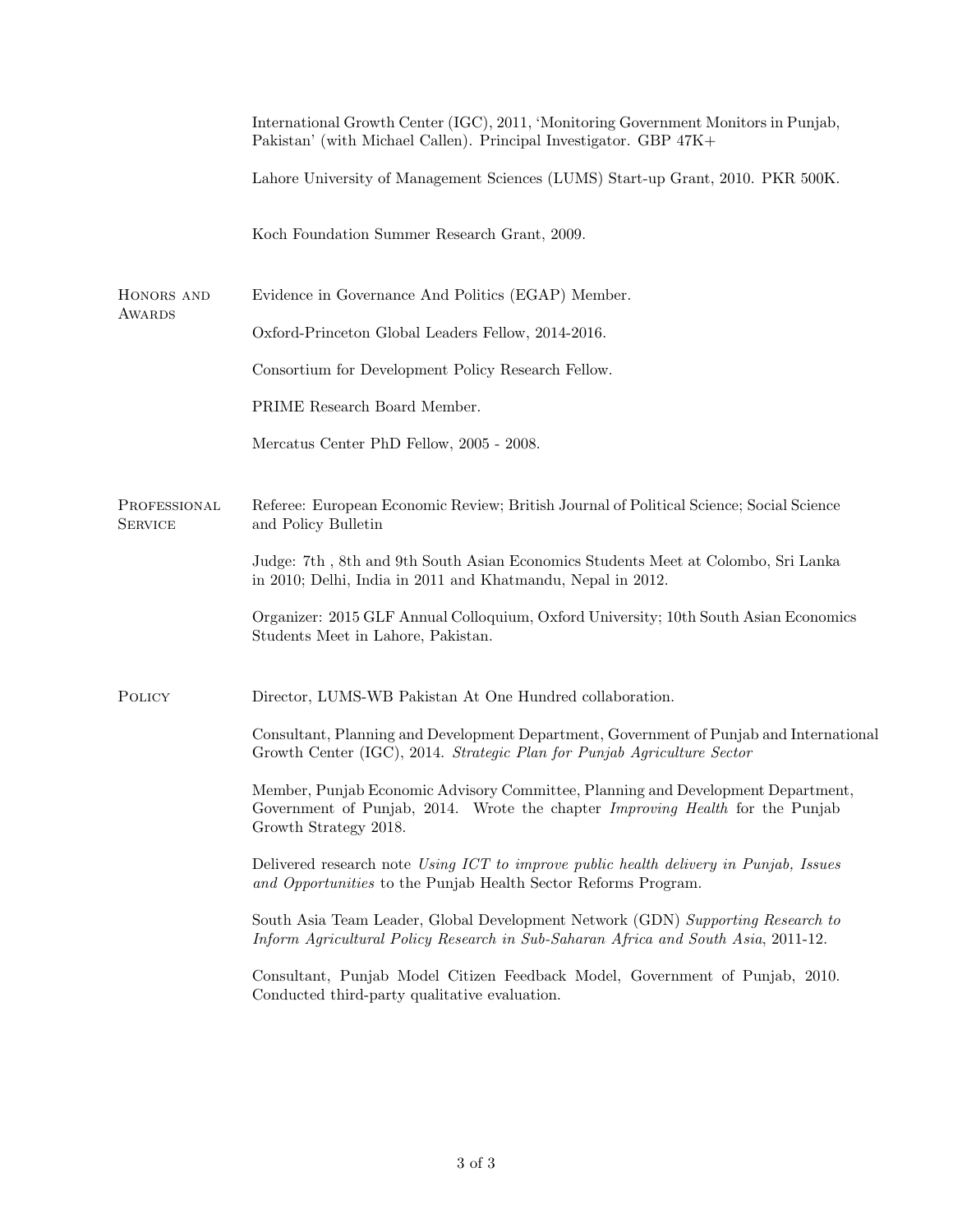International Growth Center (IGC), 2011, 'Monitoring Government Monitors in Punjab, Pakistan' (with Michael Callen). Principal Investigator. GBP 47K+

Lahore University of Management Sciences (LUMS) Start-up Grant, 2010. PKR 500K.

Koch Foundation Summer Research Grant, 2009.

## Honors and Awards

Evidence in Governance And Politics (EGAP) Member.

Oxford-Princeton Global Leaders Fellow, 2014-2016.

Consortium for Development Policy Research Fellow.

PRIME Research Board Member.

Mercatus Center PhD Fellow, 2005 - 2008.

## Professional Service

Referee: European Economic Review; British Journal of Political Science; Social Science and Policy Bulletin

Judge: 7th , 8th and 9th South Asian Economics Students Meet at Colombo, Sri Lanka in 2010; Delhi, India in 2011 and Khatmandu, Nepal in 2012.

Organizer: 2015 GLF Annual Colloquium, Oxford University; 10th South Asian Economics Students Meet in Lahore, Pakistan.

## Policy

Director, LUMS-WB Pakistan At One Hundred collaboration.

Consultant, Planning and Development Department, Government of Punjab and International Growth Center (IGC), 2014. *Strategic Plan for Punjab Agriculture Sector*

Member, Punjab Economic Advisory Committee, Planning and Development Department, Government of Punjab, 2014. Wrote the chapter *Improving Health* for the Punjab Growth Strategy 2018.

Delivered research note *Using ICT to improve public health delivery in Punjab, Issues and Opportunities* to the Punjab Health Sector Reforms Program.

South Asia Team Leader, Global Development Network (GDN) *Supporting Research to Inform Agricultural Policy Research in Sub-Saharan Africa and South Asia*, 2011-12.

Consultant, Punjab Model Citizen Feedback Model, Government of Punjab, 2010. Conducted third-party qualitative evaluation.